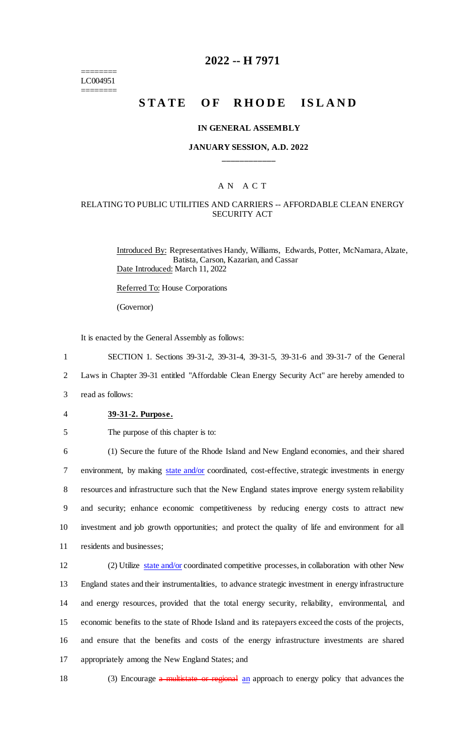# 2022 -- H 7971

========
LC004951
========

## STATE OF RHODE ISLAND

### IN GENERAL ASSEMBLY

### JANUARY SESSION, A.D. 2022

---

A N A C T

RELATING TO PUBLIC UTILITIES AND CARRIERS -- AFFORDABLE CLEAN ENERGY SECURITY ACT

Introduced By: Representatives Handy, Williams, Edwards, Potter, McNamara, Alzate, Batista, Carson, Kazarian, and Cassar

Date Introduced: March 11, 2022

Referred To: House Corporations

(Governor)

It is enacted by the General Assembly as follows:

1 SECTION 1. Sections 39-31-2, 39-31-4, 39-31-5, 39-31-6 and 39-31-7 of the General
2 Laws in Chapter 39-31 entitled "Affordable Clean Energy Security Act" are hereby amended to
3 read as follows:

4 **39-31-2. Purpose.**

5 The purpose of this chapter is to:

6 (1) Secure the future of the Rhode Island and New England economies, and their shared
7 environment, by making state and/or coordinated, cost-effective, strategic investments in energy
8 resources and infrastructure such that the New England states improve energy system reliability
9 and security; enhance economic competitiveness by reducing energy costs to attract new
10 investment and job growth opportunities; and protect the quality of life and environment for all
11 residents and businesses;

12 (2) Utilize state and/or coordinated competitive processes, in collaboration with other New
13 England states and their instrumentalities, to advance strategic investment in energy infrastructure
14 and energy resources, provided that the total energy security, reliability, environmental, and
15 economic benefits to the state of Rhode Island and its ratepayers exceed the costs of the projects,
16 and ensure that the benefits and costs of the energy infrastructure investments are shared
17 appropriately among the New England States; and

18 (3) Encourage ~~a multistate or regional~~ an approach to energy policy that advances the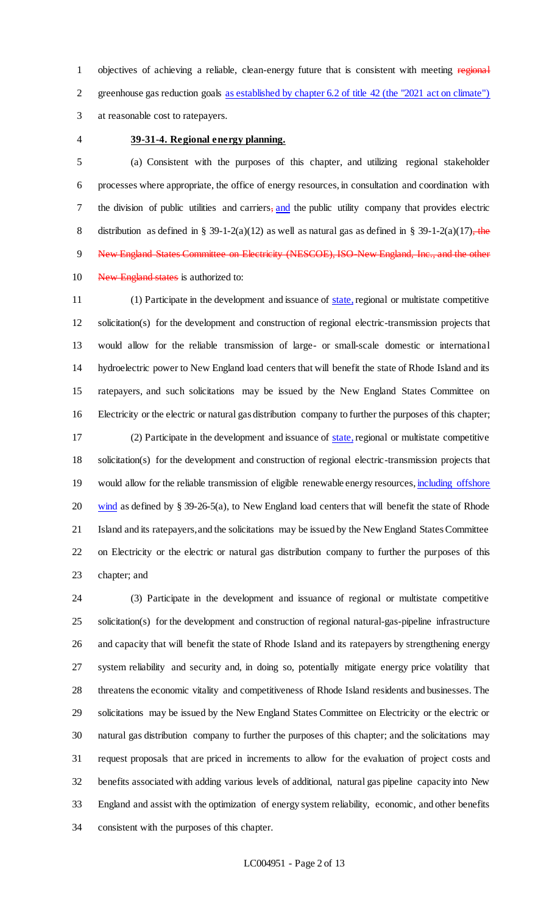objectives of achieving a reliable, clean-energy future that is consistent with meeting ~~regional~~ greenhouse gas reduction goals <u>as established by chapter 6.2 of title 42 (the "2021 act on climate")</u> at reasonable cost to ratepayers.

**<u>39-31-4. Regional energy planning.</u>**

(a) Consistent with the purposes of this chapter, and utilizing regional stakeholder processes where appropriate, the office of energy resources, in consultation and coordination with the division of public utilities and carriers~~,~~ <u>and</u> the public utility company that provides electric distribution as defined in § 39-1-2(a)(12) as well as natural gas as defined in § 39-1-2(a)(17)~~, the New England States Committee on Electricity (NESCOE), ISO-New England, Inc., and the other New England states~~ is authorized to:

(1) Participate in the development and issuance of <u>state,</u> regional or multistate competitive solicitation(s) for the development and construction of regional electric-transmission projects that would allow for the reliable transmission of large- or small-scale domestic or international hydroelectric power to New England load centers that will benefit the state of Rhode Island and its ratepayers, and such solicitations may be issued by the New England States Committee on Electricity or the electric or natural gas distribution company to further the purposes of this chapter;

(2) Participate in the development and issuance of <u>state,</u> regional or multistate competitive solicitation(s) for the development and construction of regional electric-transmission projects that would allow for the reliable transmission of eligible renewable energy resources, <u>including offshore wind</u> as defined by § 39-26-5(a), to New England load centers that will benefit the state of Rhode Island and its ratepayers, and the solicitations may be issued by the New England States Committee on Electricity or the electric or natural gas distribution company to further the purposes of this chapter; and

(3) Participate in the development and issuance of regional or multistate competitive solicitation(s) for the development and construction of regional natural-gas-pipeline infrastructure and capacity that will benefit the state of Rhode Island and its ratepayers by strengthening energy system reliability and security and, in doing so, potentially mitigate energy price volatility that threatens the economic vitality and competitiveness of Rhode Island residents and businesses. The solicitations may be issued by the New England States Committee on Electricity or the electric or natural gas distribution company to further the purposes of this chapter; and the solicitations may request proposals that are priced in increments to allow for the evaluation of project costs and benefits associated with adding various levels of additional, natural gas pipeline capacity into New England and assist with the optimization of energy system reliability, economic, and other benefits consistent with the purposes of this chapter.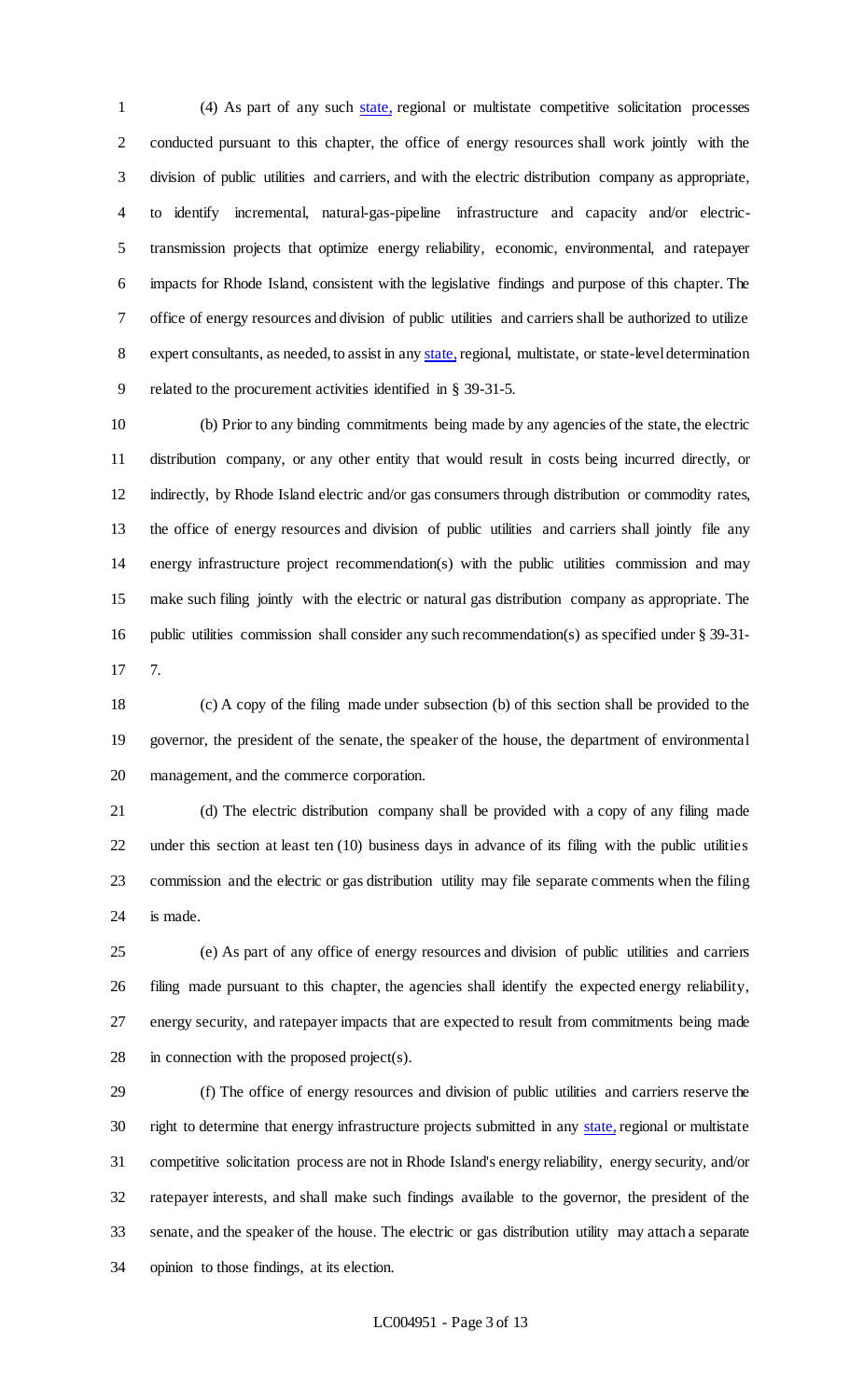(4) As part of any such state, regional or multistate competitive solicitation processes conducted pursuant to this chapter, the office of energy resources shall work jointly with the division of public utilities and carriers, and with the electric distribution company as appropriate, to identify incremental, natural-gas-pipeline infrastructure and capacity and/or electric-transmission projects that optimize energy reliability, economic, environmental, and ratepayer impacts for Rhode Island, consistent with the legislative findings and purpose of this chapter. The office of energy resources and division of public utilities and carriers shall be authorized to utilize expert consultants, as needed, to assist in any state, regional, multistate, or state-level determination related to the procurement activities identified in § 39-31-5.

(b) Prior to any binding commitments being made by any agencies of the state, the electric distribution company, or any other entity that would result in costs being incurred directly, or indirectly, by Rhode Island electric and/or gas consumers through distribution or commodity rates, the office of energy resources and division of public utilities and carriers shall jointly file any energy infrastructure project recommendation(s) with the public utilities commission and may make such filing jointly with the electric or natural gas distribution company as appropriate. The public utilities commission shall consider any such recommendation(s) as specified under § 39-31-7.

(c) A copy of the filing made under subsection (b) of this section shall be provided to the governor, the president of the senate, the speaker of the house, the department of environmental management, and the commerce corporation.

(d) The electric distribution company shall be provided with a copy of any filing made under this section at least ten (10) business days in advance of its filing with the public utilities commission and the electric or gas distribution utility may file separate comments when the filing is made.

(e) As part of any office of energy resources and division of public utilities and carriers filing made pursuant to this chapter, the agencies shall identify the expected energy reliability, energy security, and ratepayer impacts that are expected to result from commitments being made in connection with the proposed project(s).

(f) The office of energy resources and division of public utilities and carriers reserve the right to determine that energy infrastructure projects submitted in any state, regional or multistate competitive solicitation process are not in Rhode Island's energy reliability, energy security, and/or ratepayer interests, and shall make such findings available to the governor, the president of the senate, and the speaker of the house. The electric or gas distribution utility may attach a separate opinion to those findings, at its election.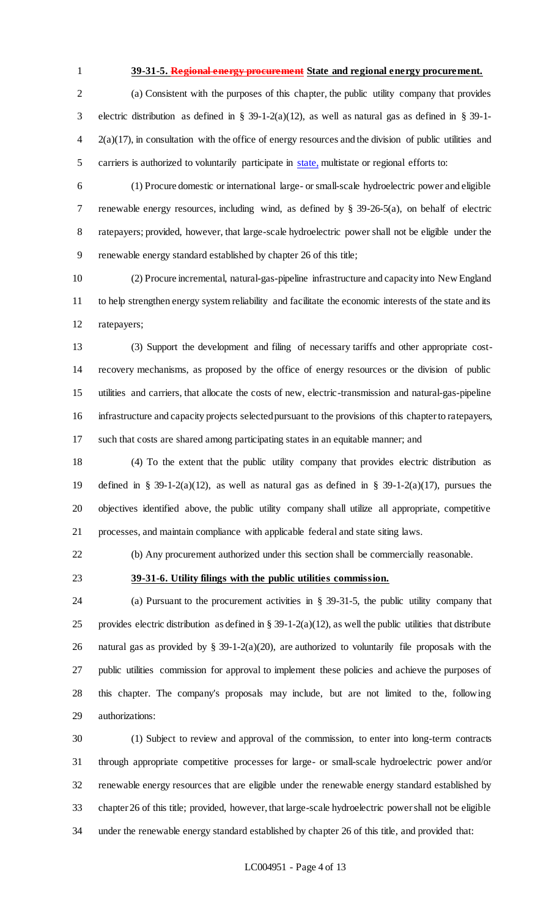**39-31-5. ~~Regional energy procurement~~ State and regional energy procurement.**

(a) Consistent with the purposes of this chapter, the public utility company that provides electric distribution as defined in § 39-1-2(a)(12), as well as natural gas as defined in § 39-1-2(a)(17), in consultation with the office of energy resources and the division of public utilities and carriers is authorized to voluntarily participate in state, multistate or regional efforts to:

(1) Procure domestic or international large- or small-scale hydroelectric power and eligible renewable energy resources, including wind, as defined by § 39-26-5(a), on behalf of electric ratepayers; provided, however, that large-scale hydroelectric power shall not be eligible under the renewable energy standard established by chapter 26 of this title;

(2) Procure incremental, natural-gas-pipeline infrastructure and capacity into New England to help strengthen energy system reliability and facilitate the economic interests of the state and its ratepayers;

(3) Support the development and filing of necessary tariffs and other appropriate cost-recovery mechanisms, as proposed by the office of energy resources or the division of public utilities and carriers, that allocate the costs of new, electric-transmission and natural-gas-pipeline infrastructure and capacity projects selected pursuant to the provisions of this chapter to ratepayers, such that costs are shared among participating states in an equitable manner; and

(4) To the extent that the public utility company that provides electric distribution as defined in § 39-1-2(a)(12), as well as natural gas as defined in § 39-1-2(a)(17), pursues the objectives identified above, the public utility company shall utilize all appropriate, competitive processes, and maintain compliance with applicable federal and state siting laws.

(b) Any procurement authorized under this section shall be commercially reasonable.

**39-31-6. Utility filings with the public utilities commission.**

(a) Pursuant to the procurement activities in § 39-31-5, the public utility company that provides electric distribution as defined in § 39-1-2(a)(12), as well the public utilities that distribute natural gas as provided by § 39-1-2(a)(20), are authorized to voluntarily file proposals with the public utilities commission for approval to implement these policies and achieve the purposes of this chapter. The company's proposals may include, but are not limited to the, following authorizations:

(1) Subject to review and approval of the commission, to enter into long-term contracts through appropriate competitive processes for large- or small-scale hydroelectric power and/or renewable energy resources that are eligible under the renewable energy standard established by chapter 26 of this title; provided, however, that large-scale hydroelectric power shall not be eligible under the renewable energy standard established by chapter 26 of this title, and provided that: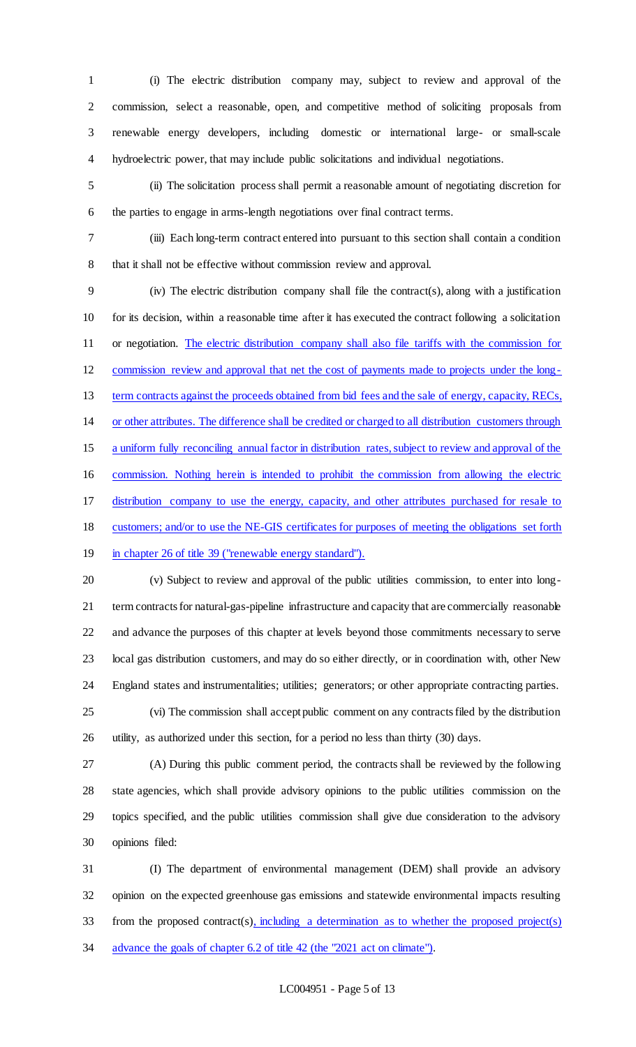(i) The electric distribution company may, subject to review and approval of the commission, select a reasonable, open, and competitive method of soliciting proposals from renewable energy developers, including domestic or international large- or small-scale hydroelectric power, that may include public solicitations and individual negotiations.

(ii) The solicitation process shall permit a reasonable amount of negotiating discretion for the parties to engage in arms-length negotiations over final contract terms.

(iii) Each long-term contract entered into pursuant to this section shall contain a condition that it shall not be effective without commission review and approval.

(iv) The electric distribution company shall file the contract(s), along with a justification for its decision, within a reasonable time after it has executed the contract following a solicitation or negotiation. <u>The electric distribution company shall also file tariffs with the commission for commission review and approval that net the cost of payments made to projects under the long-term contracts against the proceeds obtained from bid fees and the sale of energy, capacity, RECs, or other attributes. The difference shall be credited or charged to all distribution customers through a uniform fully reconciling annual factor in distribution rates, subject to review and approval of the commission. Nothing herein is intended to prohibit the commission from allowing the electric distribution company to use the energy, capacity, and other attributes purchased for resale to customers; and/or to use the NE-GIS certificates for purposes of meeting the obligations set forth in chapter 26 of title 39 ("renewable energy standard").</u>

(v) Subject to review and approval of the public utilities commission, to enter into long-term contracts for natural-gas-pipeline infrastructure and capacity that are commercially reasonable and advance the purposes of this chapter at levels beyond those commitments necessary to serve local gas distribution customers, and may do so either directly, or in coordination with, other New England states and instrumentalities; utilities; generators; or other appropriate contracting parties.

(vi) The commission shall accept public comment on any contracts filed by the distribution utility, as authorized under this section, for a period no less than thirty (30) days.

(A) During this public comment period, the contracts shall be reviewed by the following state agencies, which shall provide advisory opinions to the public utilities commission on the topics specified, and the public utilities commission shall give due consideration to the advisory opinions filed:

(I) The department of environmental management (DEM) shall provide an advisory opinion on the expected greenhouse gas emissions and statewide environmental impacts resulting from the proposed contract(s)<u>, including a determination as to whether the proposed project(s) advance the goals of chapter 6.2 of title 42 (the "2021 act on climate")</u>.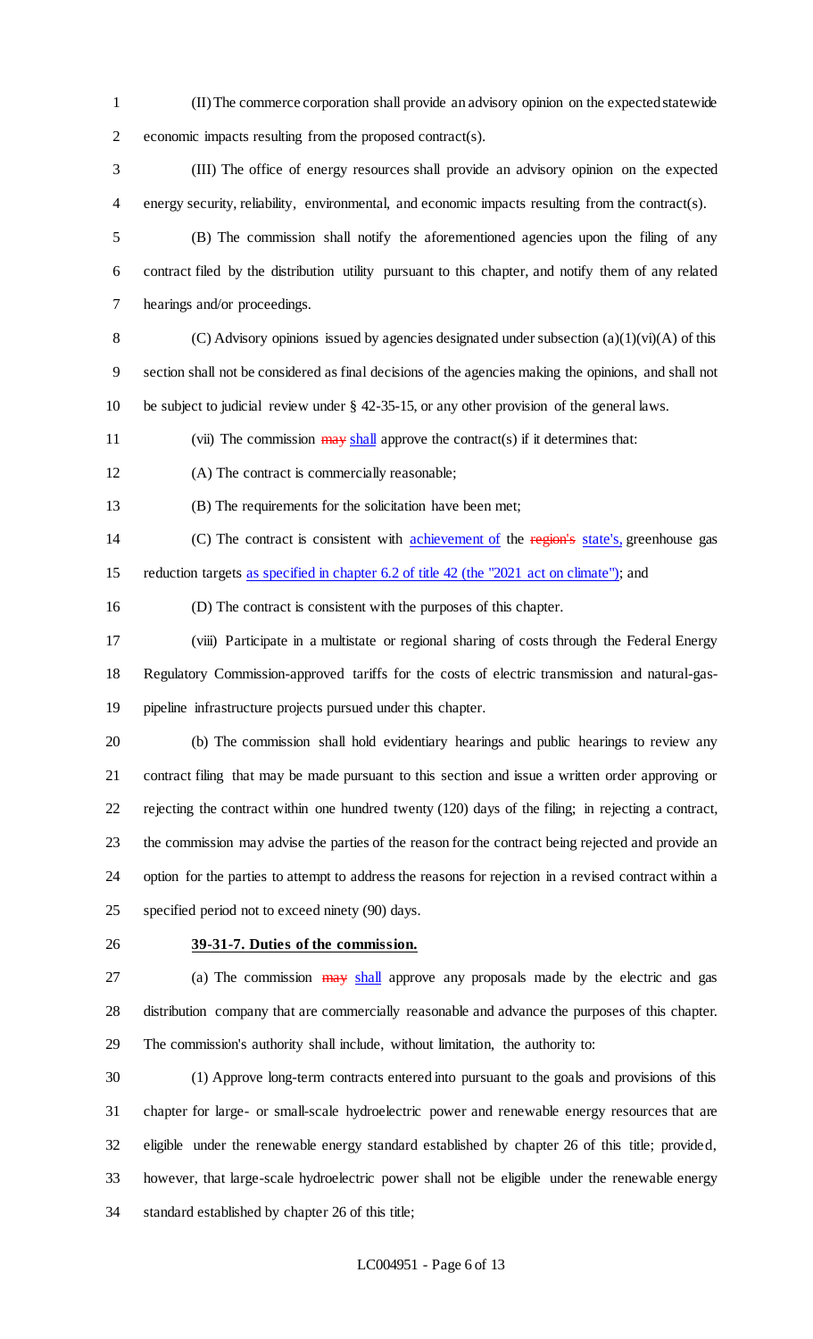(II) The commerce corporation shall provide an advisory opinion on the expected statewide economic impacts resulting from the proposed contract(s).

(III) The office of energy resources shall provide an advisory opinion on the expected energy security, reliability, environmental, and economic impacts resulting from the contract(s).

(B) The commission shall notify the aforementioned agencies upon the filing of any contract filed by the distribution utility pursuant to this chapter, and notify them of any related hearings and/or proceedings.

(C) Advisory opinions issued by agencies designated under subsection (a)(1)(vi)(A) of this section shall not be considered as final decisions of the agencies making the opinions, and shall not be subject to judicial review under § 42-35-15, or any other provision of the general laws.

(vii) The commission ~~may~~ shall approve the contract(s) if it determines that:

(A) The contract is commercially reasonable;

(B) The requirements for the solicitation have been met;

(C) The contract is consistent with achievement of the ~~region's~~ state's, greenhouse gas reduction targets as specified in chapter 6.2 of title 42 (the "2021 act on climate"); and

(D) The contract is consistent with the purposes of this chapter.

(viii) Participate in a multistate or regional sharing of costs through the Federal Energy Regulatory Commission-approved tariffs for the costs of electric transmission and natural-gas-pipeline infrastructure projects pursued under this chapter.

(b) The commission shall hold evidentiary hearings and public hearings to review any contract filing that may be made pursuant to this section and issue a written order approving or rejecting the contract within one hundred twenty (120) days of the filing; in rejecting a contract, the commission may advise the parties of the reason for the contract being rejected and provide an option for the parties to attempt to address the reasons for rejection in a revised contract within a specified period not to exceed ninety (90) days.

**39-31-7. Duties of the commission.**

(a) The commission ~~may~~ shall approve any proposals made by the electric and gas distribution company that are commercially reasonable and advance the purposes of this chapter. The commission's authority shall include, without limitation, the authority to:

(1) Approve long-term contracts entered into pursuant to the goals and provisions of this chapter for large- or small-scale hydroelectric power and renewable energy resources that are eligible under the renewable energy standard established by chapter 26 of this title; provided, however, that large-scale hydroelectric power shall not be eligible under the renewable energy standard established by chapter 26 of this title;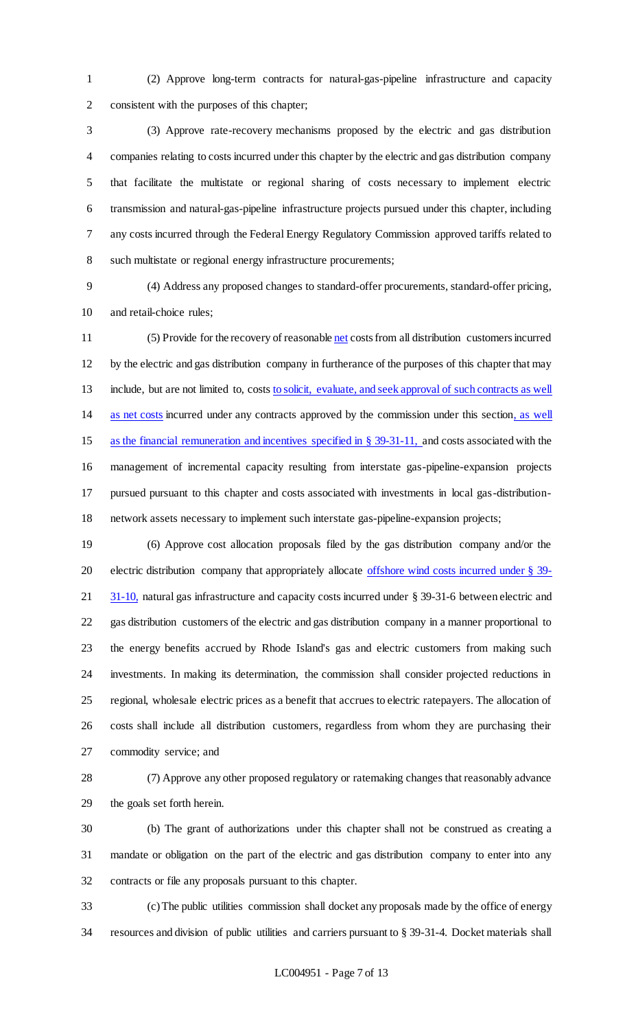(2) Approve long-term contracts for natural-gas-pipeline infrastructure and capacity consistent with the purposes of this chapter;

(3) Approve rate-recovery mechanisms proposed by the electric and gas distribution companies relating to costs incurred under this chapter by the electric and gas distribution company that facilitate the multistate or regional sharing of costs necessary to implement electric transmission and natural-gas-pipeline infrastructure projects pursued under this chapter, including any costs incurred through the Federal Energy Regulatory Commission approved tariffs related to such multistate or regional energy infrastructure procurements;

(4) Address any proposed changes to standard-offer procurements, standard-offer pricing, and retail-choice rules;

(5) Provide for the recovery of reasonable net costs from all distribution customers incurred by the electric and gas distribution company in furtherance of the purposes of this chapter that may include, but are not limited to, costs to solicit, evaluate, and seek approval of such contracts as well as net costs incurred under any contracts approved by the commission under this section, as well as the financial remuneration and incentives specified in § 39-31-11, and costs associated with the management of incremental capacity resulting from interstate gas-pipeline-expansion projects pursued pursuant to this chapter and costs associated with investments in local gas-distribution-network assets necessary to implement such interstate gas-pipeline-expansion projects;

(6) Approve cost allocation proposals filed by the gas distribution company and/or the electric distribution company that appropriately allocate offshore wind costs incurred under § 39-31-10, natural gas infrastructure and capacity costs incurred under § 39-31-6 between electric and gas distribution customers of the electric and gas distribution company in a manner proportional to the energy benefits accrued by Rhode Island's gas and electric customers from making such investments. In making its determination, the commission shall consider projected reductions in regional, wholesale electric prices as a benefit that accrues to electric ratepayers. The allocation of costs shall include all distribution customers, regardless from whom they are purchasing their commodity service; and

(7) Approve any other proposed regulatory or ratemaking changes that reasonably advance the goals set forth herein.

(b) The grant of authorizations under this chapter shall not be construed as creating a mandate or obligation on the part of the electric and gas distribution company to enter into any contracts or file any proposals pursuant to this chapter.

(c) The public utilities commission shall docket any proposals made by the office of energy resources and division of public utilities and carriers pursuant to § 39-31-4. Docket materials shall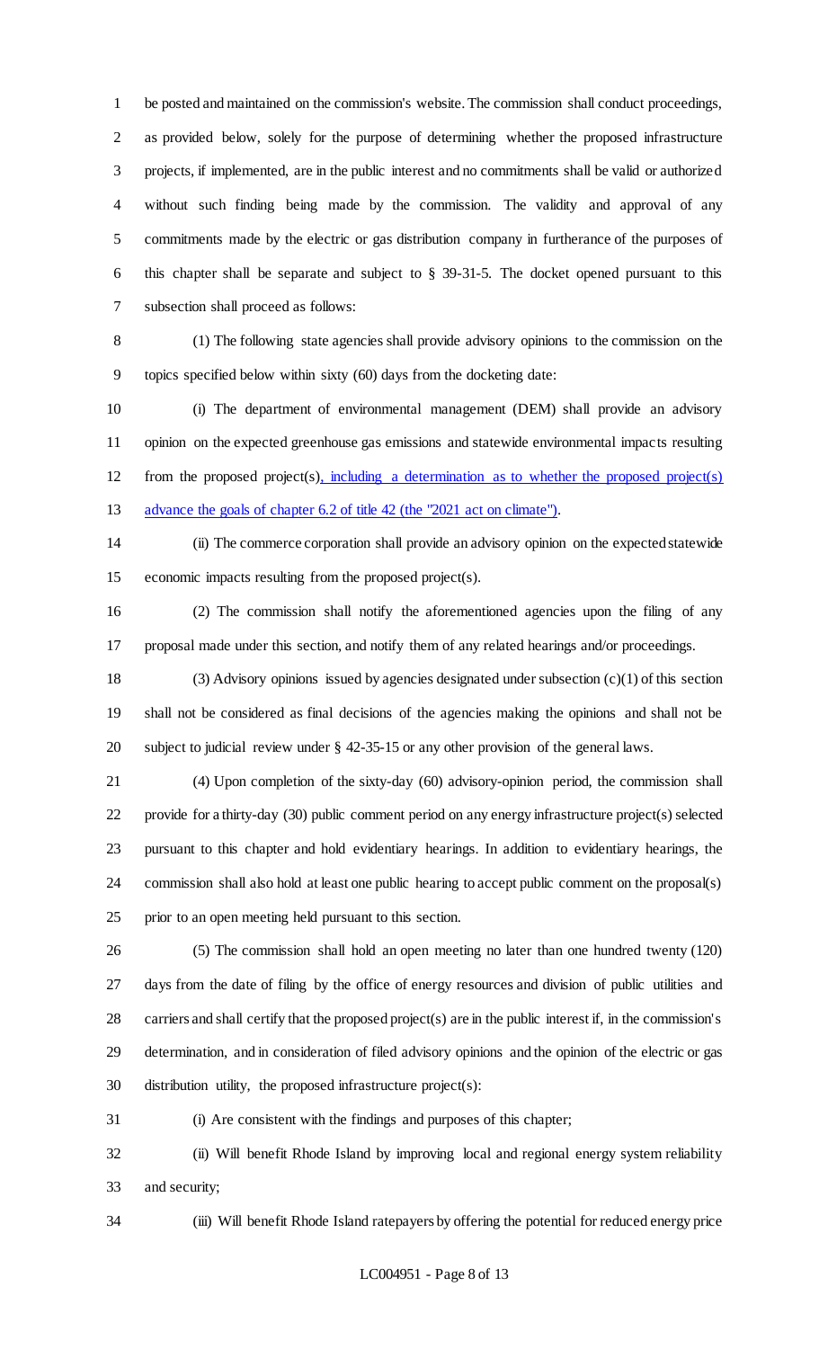be posted and maintained on the commission's website. The commission shall conduct proceedings, as provided below, solely for the purpose of determining whether the proposed infrastructure projects, if implemented, are in the public interest and no commitments shall be valid or authorized without such finding being made by the commission. The validity and approval of any commitments made by the electric or gas distribution company in furtherance of the purposes of this chapter shall be separate and subject to § 39-31-5. The docket opened pursuant to this subsection shall proceed as follows:

(1) The following state agencies shall provide advisory opinions to the commission on the topics specified below within sixty (60) days from the docketing date:

(i) The department of environmental management (DEM) shall provide an advisory opinion on the expected greenhouse gas emissions and statewide environmental impacts resulting from the proposed project(s), including a determination as to whether the proposed project(s) advance the goals of chapter 6.2 of title 42 (the "2021 act on climate").

(ii) The commerce corporation shall provide an advisory opinion on the expected statewide economic impacts resulting from the proposed project(s).

(2) The commission shall notify the aforementioned agencies upon the filing of any proposal made under this section, and notify them of any related hearings and/or proceedings.

(3) Advisory opinions issued by agencies designated under subsection (c)(1) of this section shall not be considered as final decisions of the agencies making the opinions and shall not be subject to judicial review under § 42-35-15 or any other provision of the general laws.

(4) Upon completion of the sixty-day (60) advisory-opinion period, the commission shall provide for a thirty-day (30) public comment period on any energy infrastructure project(s) selected pursuant to this chapter and hold evidentiary hearings. In addition to evidentiary hearings, the commission shall also hold at least one public hearing to accept public comment on the proposal(s) prior to an open meeting held pursuant to this section.

(5) The commission shall hold an open meeting no later than one hundred twenty (120) days from the date of filing by the office of energy resources and division of public utilities and carriers and shall certify that the proposed project(s) are in the public interest if, in the commission's determination, and in consideration of filed advisory opinions and the opinion of the electric or gas distribution utility, the proposed infrastructure project(s):

(i) Are consistent with the findings and purposes of this chapter;

(ii) Will benefit Rhode Island by improving local and regional energy system reliability and security;

(iii) Will benefit Rhode Island ratepayers by offering the potential for reduced energy price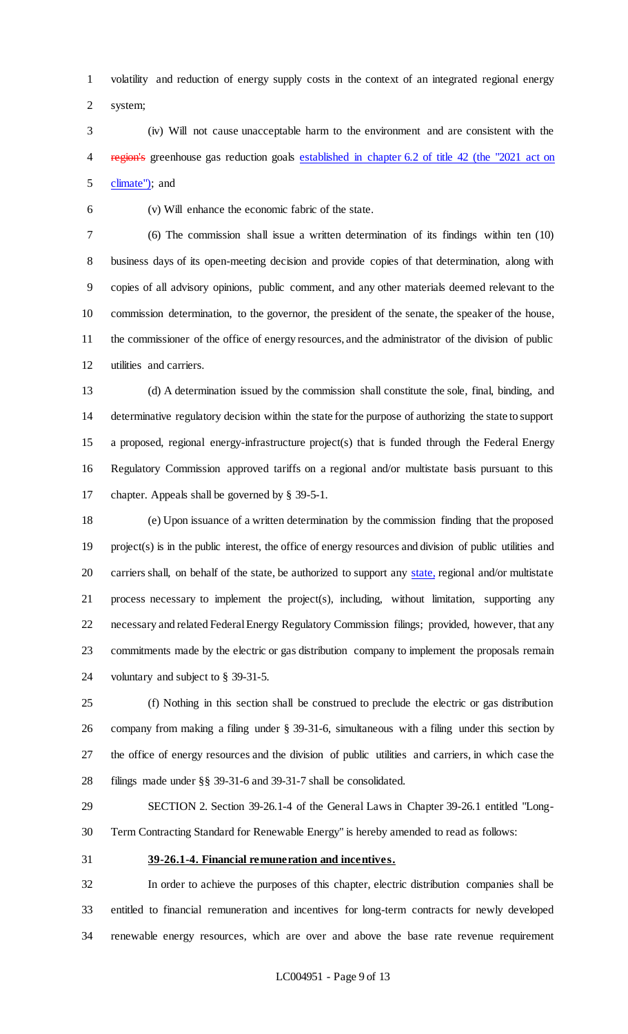volatility and reduction of energy supply costs in the context of an integrated regional energy system;

(iv) Will not cause unacceptable harm to the environment and are consistent with the ~~region's~~ greenhouse gas reduction goals established in chapter 6.2 of title 42 (the "2021 act on climate"); and

(v) Will enhance the economic fabric of the state.

(6) The commission shall issue a written determination of its findings within ten (10) business days of its open-meeting decision and provide copies of that determination, along with copies of all advisory opinions, public comment, and any other materials deemed relevant to the commission determination, to the governor, the president of the senate, the speaker of the house, the commissioner of the office of energy resources, and the administrator of the division of public utilities and carriers.

(d) A determination issued by the commission shall constitute the sole, final, binding, and determinative regulatory decision within the state for the purpose of authorizing the state to support a proposed, regional energy-infrastructure project(s) that is funded through the Federal Energy Regulatory Commission approved tariffs on a regional and/or multistate basis pursuant to this chapter. Appeals shall be governed by § 39-5-1.

(e) Upon issuance of a written determination by the commission finding that the proposed project(s) is in the public interest, the office of energy resources and division of public utilities and carriers shall, on behalf of the state, be authorized to support any state, regional and/or multistate process necessary to implement the project(s), including, without limitation, supporting any necessary and related Federal Energy Regulatory Commission filings; provided, however, that any commitments made by the electric or gas distribution company to implement the proposals remain voluntary and subject to § 39-31-5.

(f) Nothing in this section shall be construed to preclude the electric or gas distribution company from making a filing under § 39-31-6, simultaneous with a filing under this section by the office of energy resources and the division of public utilities and carriers, in which case the filings made under §§ 39-31-6 and 39-31-7 shall be consolidated.

SECTION 2. Section 39-26.1-4 of the General Laws in Chapter 39-26.1 entitled "Long-Term Contracting Standard for Renewable Energy" is hereby amended to read as follows:

**39-26.1-4. Financial remuneration and incentives.**

In order to achieve the purposes of this chapter, electric distribution companies shall be entitled to financial remuneration and incentives for long-term contracts for newly developed renewable energy resources, which are over and above the base rate revenue requirement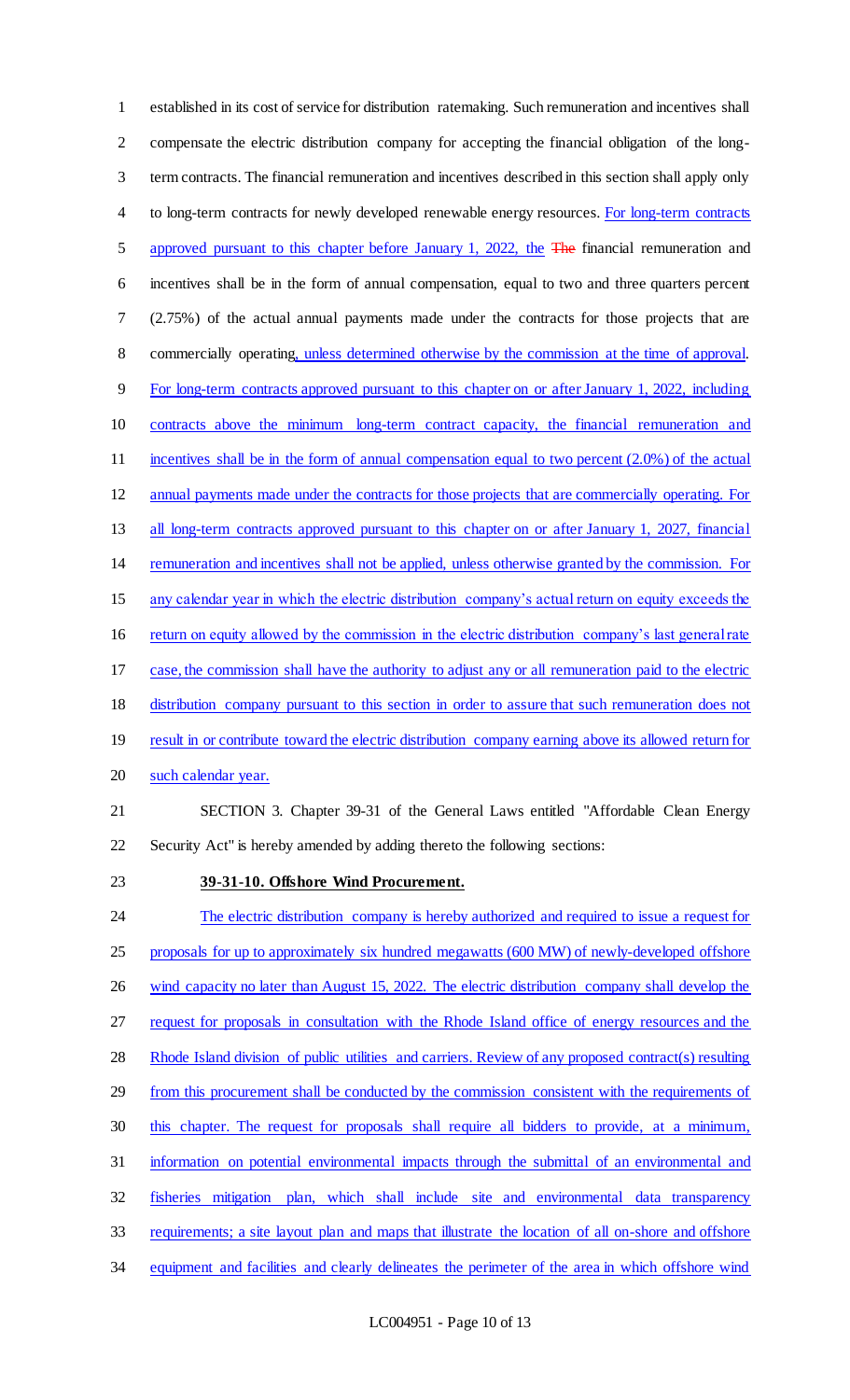established in its cost of service for distribution ratemaking. Such remuneration and incentives shall compensate the electric distribution company for accepting the financial obligation of the long-term contracts. The financial remuneration and incentives described in this section shall apply only to long-term contracts for newly developed renewable energy resources. For long-term contracts approved pursuant to this chapter before January 1, 2022, the ~~The~~ financial remuneration and incentives shall be in the form of annual compensation, equal to two and three quarters percent (2.75%) of the actual annual payments made under the contracts for those projects that are commercially operating, unless determined otherwise by the commission at the time of approval. For long-term contracts approved pursuant to this chapter on or after January 1, 2022, including contracts above the minimum long-term contract capacity, the financial remuneration and incentives shall be in the form of annual compensation equal to two percent (2.0%) of the actual annual payments made under the contracts for those projects that are commercially operating. For all long-term contracts approved pursuant to this chapter on or after January 1, 2027, financial remuneration and incentives shall not be applied, unless otherwise granted by the commission. For any calendar year in which the electric distribution company's actual return on equity exceeds the return on equity allowed by the commission in the electric distribution company's last general rate case, the commission shall have the authority to adjust any or all remuneration paid to the electric distribution company pursuant to this section in order to assure that such remuneration does not result in or contribute toward the electric distribution company earning above its allowed return for such calendar year.

SECTION 3. Chapter 39-31 of the General Laws entitled "Affordable Clean Energy Security Act" is hereby amended by adding thereto the following sections:

**39-31-10. Offshore Wind Procurement.**

The electric distribution company is hereby authorized and required to issue a request for proposals for up to approximately six hundred megawatts (600 MW) of newly-developed offshore wind capacity no later than August 15, 2022. The electric distribution company shall develop the request for proposals in consultation with the Rhode Island office of energy resources and the Rhode Island division of public utilities and carriers. Review of any proposed contract(s) resulting from this procurement shall be conducted by the commission consistent with the requirements of this chapter. The request for proposals shall require all bidders to provide, at a minimum, information on potential environmental impacts through the submittal of an environmental and fisheries mitigation plan, which shall include site and environmental data transparency requirements; a site layout plan and maps that illustrate the location of all on-shore and offshore equipment and facilities and clearly delineates the perimeter of the area in which offshore wind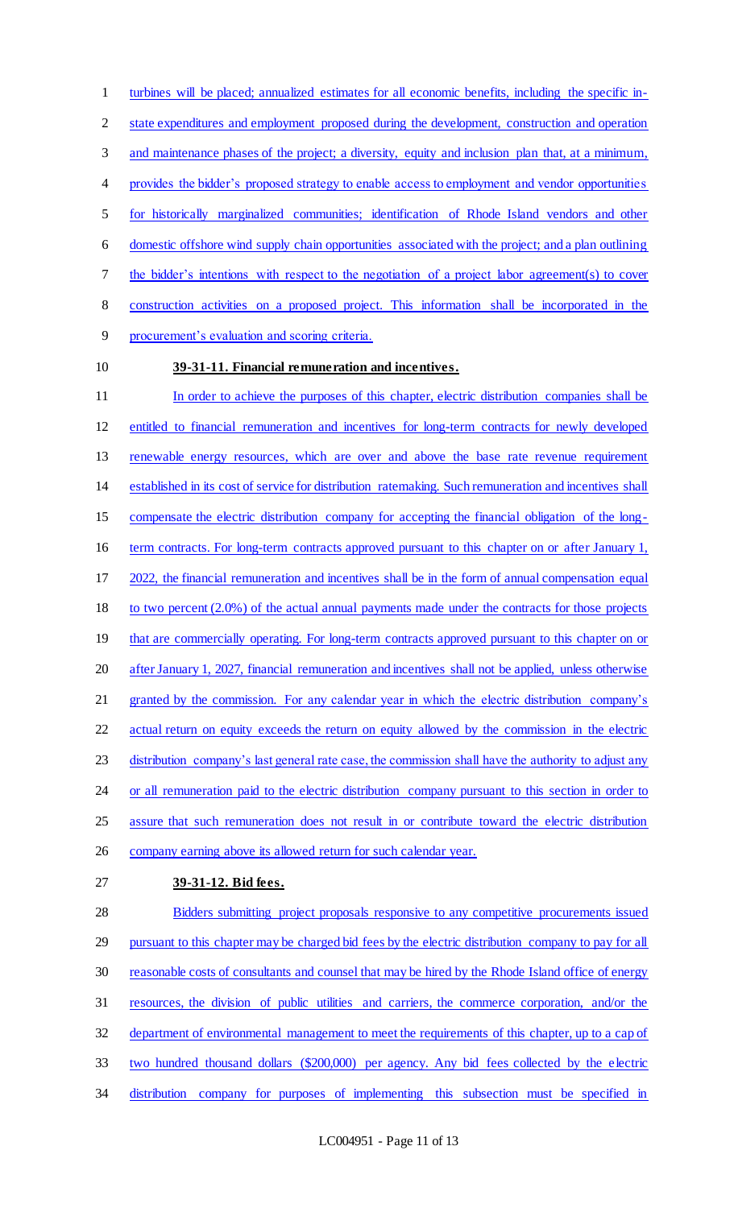turbines will be placed; annualized estimates for all economic benefits, including the specific in-state expenditures and employment proposed during the development, construction and operation and maintenance phases of the project; a diversity, equity and inclusion plan that, at a minimum, provides the bidder's proposed strategy to enable access to employment and vendor opportunities for historically marginalized communities; identification of Rhode Island vendors and other domestic offshore wind supply chain opportunities associated with the project; and a plan outlining the bidder's intentions with respect to the negotiation of a project labor agreement(s) to cover construction activities on a proposed project. This information shall be incorporated in the procurement's evaluation and scoring criteria.

**39-31-11. Financial remuneration and incentives.**

In order to achieve the purposes of this chapter, electric distribution companies shall be entitled to financial remuneration and incentives for long-term contracts for newly developed renewable energy resources, which are over and above the base rate revenue requirement established in its cost of service for distribution ratemaking. Such remuneration and incentives shall compensate the electric distribution company for accepting the financial obligation of the long-term contracts. For long-term contracts approved pursuant to this chapter on or after January 1, 2022, the financial remuneration and incentives shall be in the form of annual compensation equal to two percent (2.0%) of the actual annual payments made under the contracts for those projects that are commercially operating. For long-term contracts approved pursuant to this chapter on or after January 1, 2027, financial remuneration and incentives shall not be applied, unless otherwise granted by the commission. For any calendar year in which the electric distribution company's actual return on equity exceeds the return on equity allowed by the commission in the electric distribution company's last general rate case, the commission shall have the authority to adjust any or all remuneration paid to the electric distribution company pursuant to this section in order to assure that such remuneration does not result in or contribute toward the electric distribution company earning above its allowed return for such calendar year.

**39-31-12. Bid fees.**

Bidders submitting project proposals responsive to any competitive procurements issued pursuant to this chapter may be charged bid fees by the electric distribution company to pay for all reasonable costs of consultants and counsel that may be hired by the Rhode Island office of energy resources, the division of public utilities and carriers, the commerce corporation, and/or the department of environmental management to meet the requirements of this chapter, up to a cap of two hundred thousand dollars ($200,000) per agency. Any bid fees collected by the electric distribution company for purposes of implementing this subsection must be specified in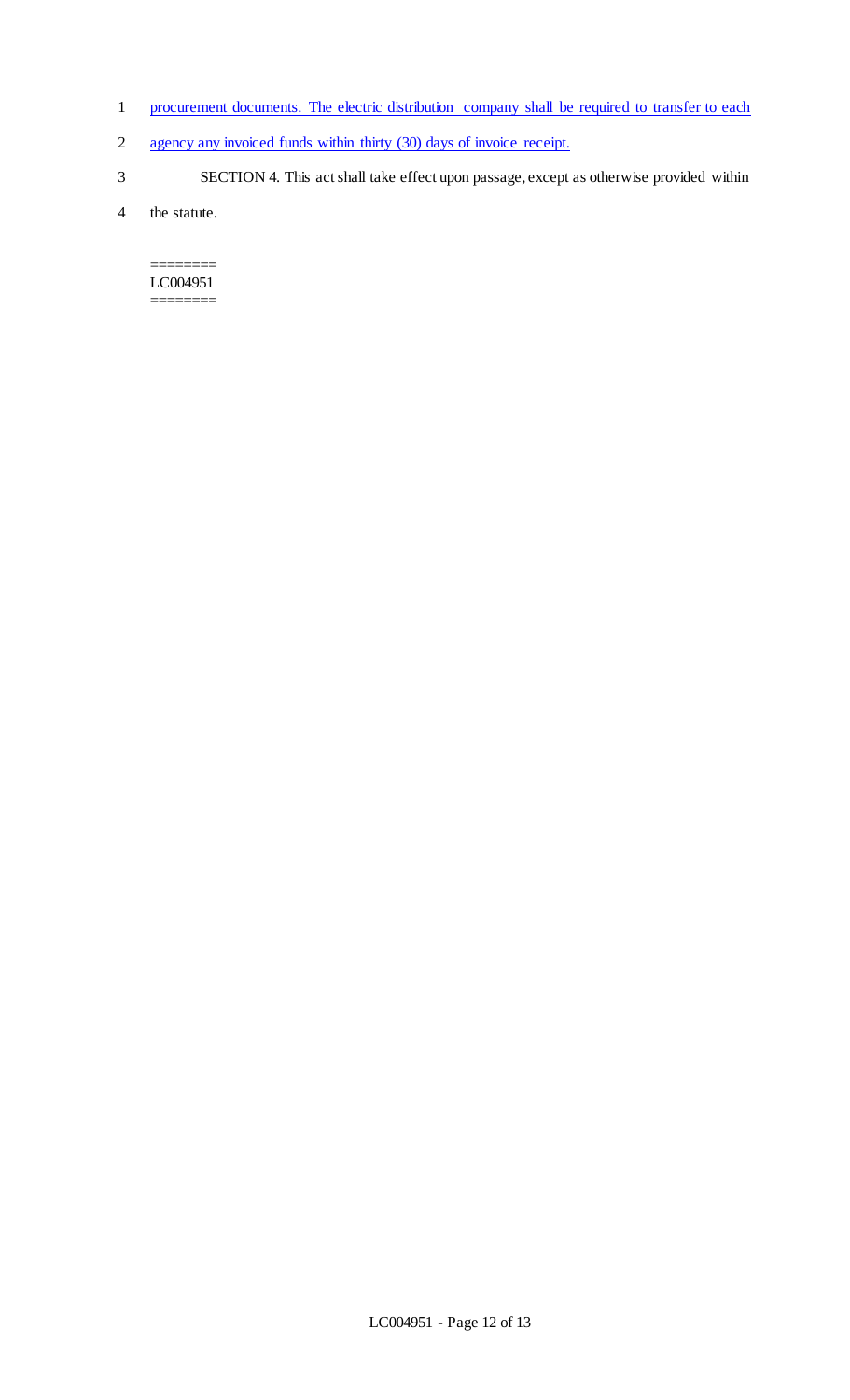procurement documents. The electric distribution company shall be required to transfer to each agency any invoiced funds within thirty (30) days of invoice receipt.

SECTION 4. This act shall take effect upon passage, except as otherwise provided within the statute.

========
LC004951
========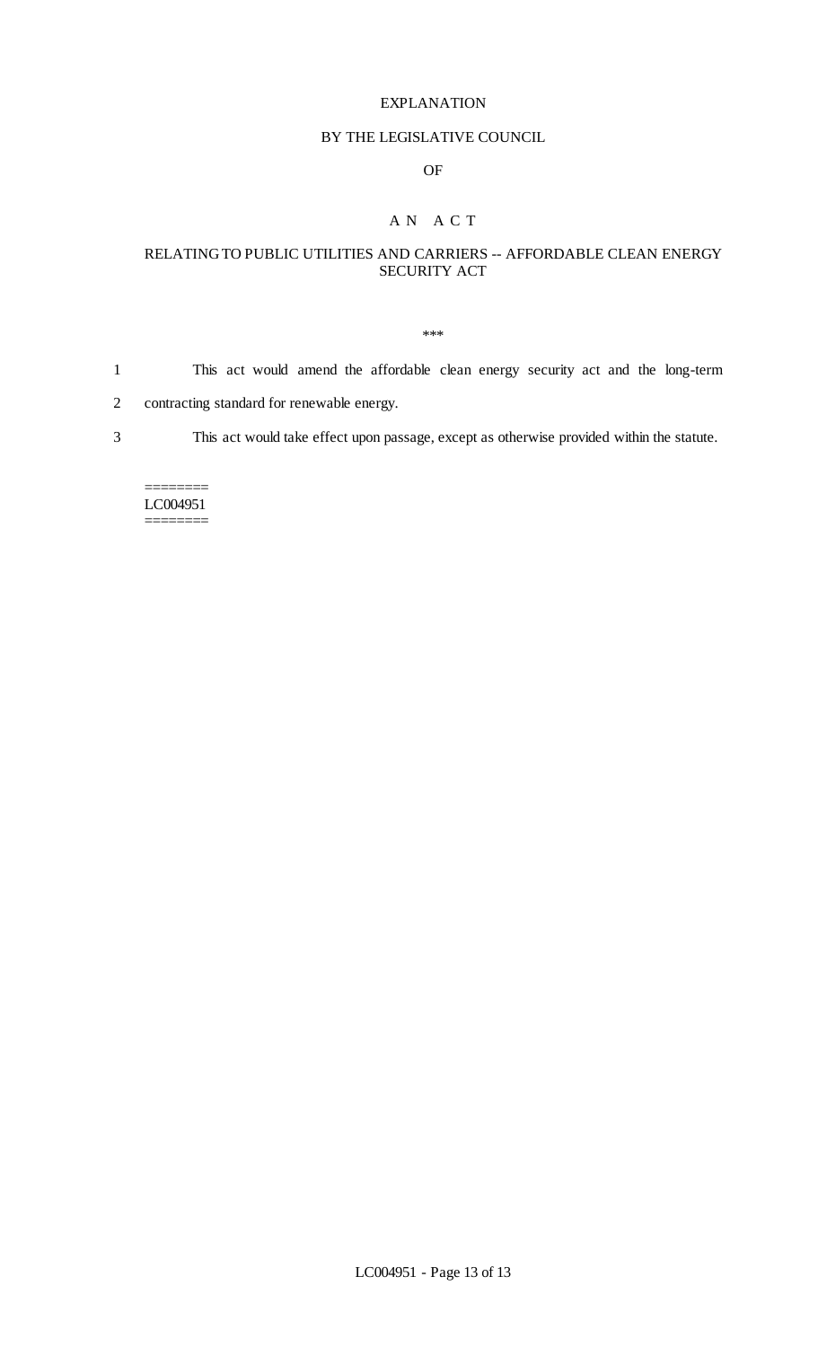EXPLANATION

BY THE LEGISLATIVE COUNCIL

OF

# A N A C T

RELATING TO PUBLIC UTILITIES AND CARRIERS -- AFFORDABLE CLEAN ENERGY SECURITY ACT

\*\*\*

1 This act would amend the affordable clean energy security act and the long-term
2 contracting standard for renewable energy.

3 This act would take effect upon passage, except as otherwise provided within the statute.

========
LC004951
========